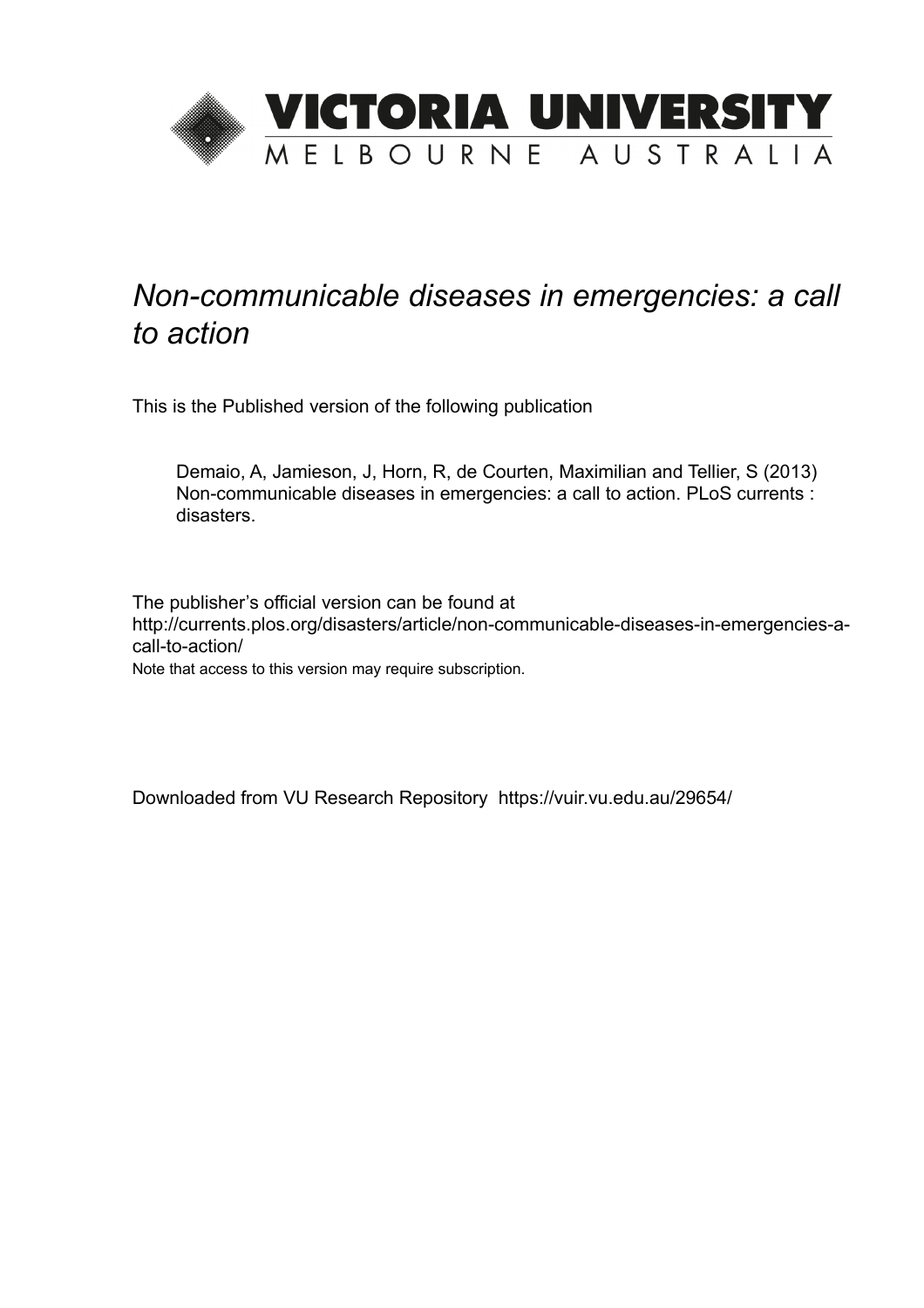# VICTORIA UNIVERSITY
MELBOURNE AUSTRALIA

*Non-communicable diseases in emergencies: a call to action*

This is the Published version of the following publication

Demaio, A, Jamieson, J, Horn, R, de Courten, Maximilian and Tellier, S (2013) Non-communicable diseases in emergencies: a call to action. PLoS currents : disasters.

The publisher's official version can be found at
http://currents.plos.org/disasters/article/non-communicable-diseases-in-emergencies-a-call-to-action/
Note that access to this version may require subscription.

Downloaded from VU Research Repository https://vuir.vu.edu.au/29654/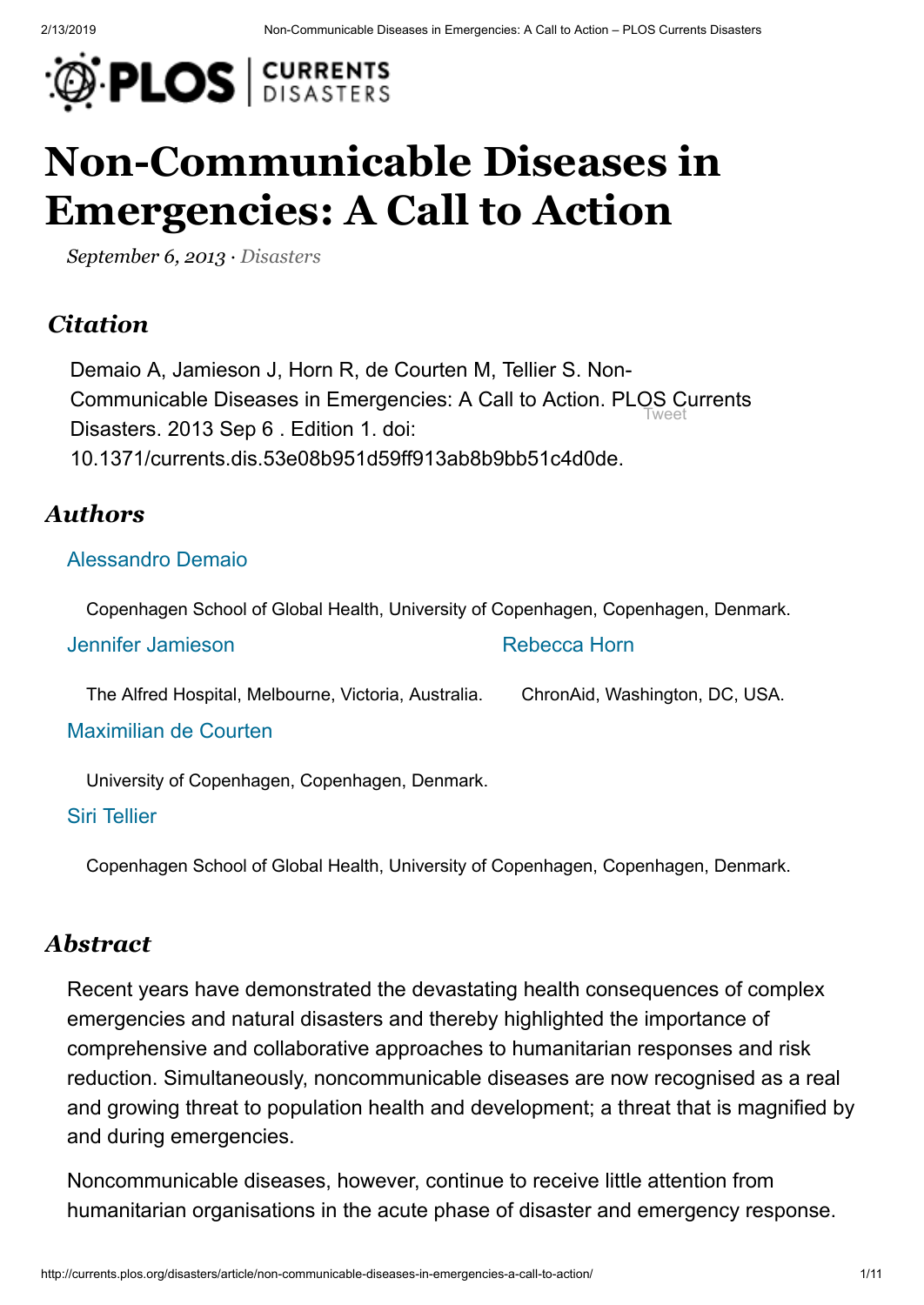# Non-Communicable Diseases in Emergencies: A Call to Action

*September 6, 2013* · *Disasters*

## *Citation*

Demaio A, Jamieson J, Horn R, de Courten M, Tellier S. Non-Communicable Diseases in Emergencies: A Call to Action. PLOS Currents Disasters. 2013 Sep 6 . Edition 1. doi: 10.1371/currents.dis.53e08b951d59ff913ab8b9bb51c4d0de.

## *Authors*

Alessandro Demaio

Copenhagen School of Global Health, University of Copenhagen, Copenhagen, Denmark.

Jennifer Jamieson

The Alfred Hospital, Melbourne, Victoria, Australia.

Rebecca Horn

ChronAid, Washington, DC, USA.

Maximilian de Courten

University of Copenhagen, Copenhagen, Denmark.

Siri Tellier

Copenhagen School of Global Health, University of Copenhagen, Copenhagen, Denmark.

## *Abstract*

Recent years have demonstrated the devastating health consequences of complex emergencies and natural disasters and thereby highlighted the importance of comprehensive and collaborative approaches to humanitarian responses and risk reduction. Simultaneously, noncommunicable diseases are now recognised as a real and growing threat to population health and development; a threat that is magnified by and during emergencies.

Noncommunicable diseases, however, continue to receive little attention from humanitarian organisations in the acute phase of disaster and emergency response.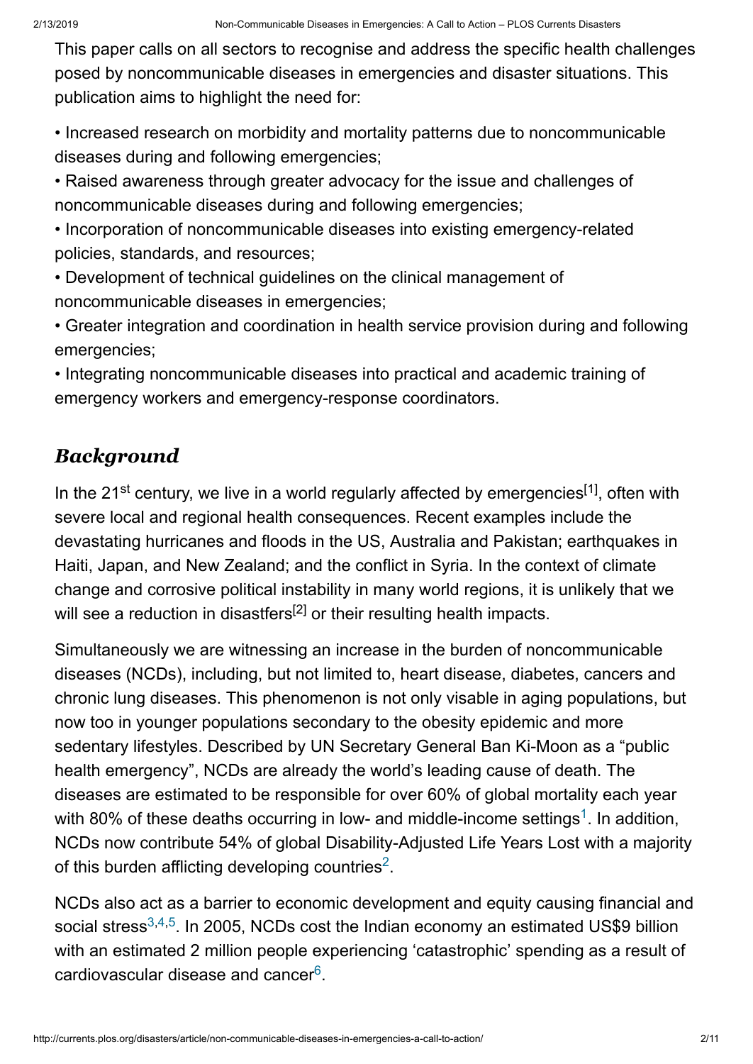This paper calls on all sectors to recognise and address the specific health challenges posed by noncommunicable diseases in emergencies and disaster situations. This publication aims to highlight the need for:

• Increased research on morbidity and mortality patterns due to noncommunicable diseases during and following emergencies;

• Raised awareness through greater advocacy for the issue and challenges of noncommunicable diseases during and following emergencies;

• Incorporation of noncommunicable diseases into existing emergency-related policies, standards, and resources;

• Development of technical guidelines on the clinical management of noncommunicable diseases in emergencies;

• Greater integration and coordination in health service provision during and following emergencies;

• Integrating noncommunicable diseases into practical and academic training of emergency workers and emergency-response coordinators.

## *Background*

In the 21st century, we live in a world regularly affected by emergencies[1], often with severe local and regional health consequences. Recent examples include the devastating hurricanes and floods in the US, Australia and Pakistan; earthquakes in Haiti, Japan, and New Zealand; and the conflict in Syria. In the context of climate change and corrosive political instability in many world regions, it is unlikely that we will see a reduction in disastfers[2] or their resulting health impacts.

Simultaneously we are witnessing an increase in the burden of noncommunicable diseases (NCDs), including, but not limited to, heart disease, diabetes, cancers and chronic lung diseases. This phenomenon is not only visable in aging populations, but now too in younger populations secondary to the obesity epidemic and more sedentary lifestyles. Described by UN Secretary General Ban Ki-Moon as a "public health emergency", NCDs are already the world's leading cause of death. The diseases are estimated to be responsible for over 60% of global mortality each year with 80% of these deaths occurring in low- and middle-income settings[1]. In addition, NCDs now contribute 54% of global Disability-Adjusted Life Years Lost with a majority of this burden afflicting developing countries[2].

NCDs also act as a barrier to economic development and equity causing financial and social stress[3,4,5]. In 2005, NCDs cost the Indian economy an estimated US$9 billion with an estimated 2 million people experiencing 'catastrophic' spending as a result of cardiovascular disease and cancer[6].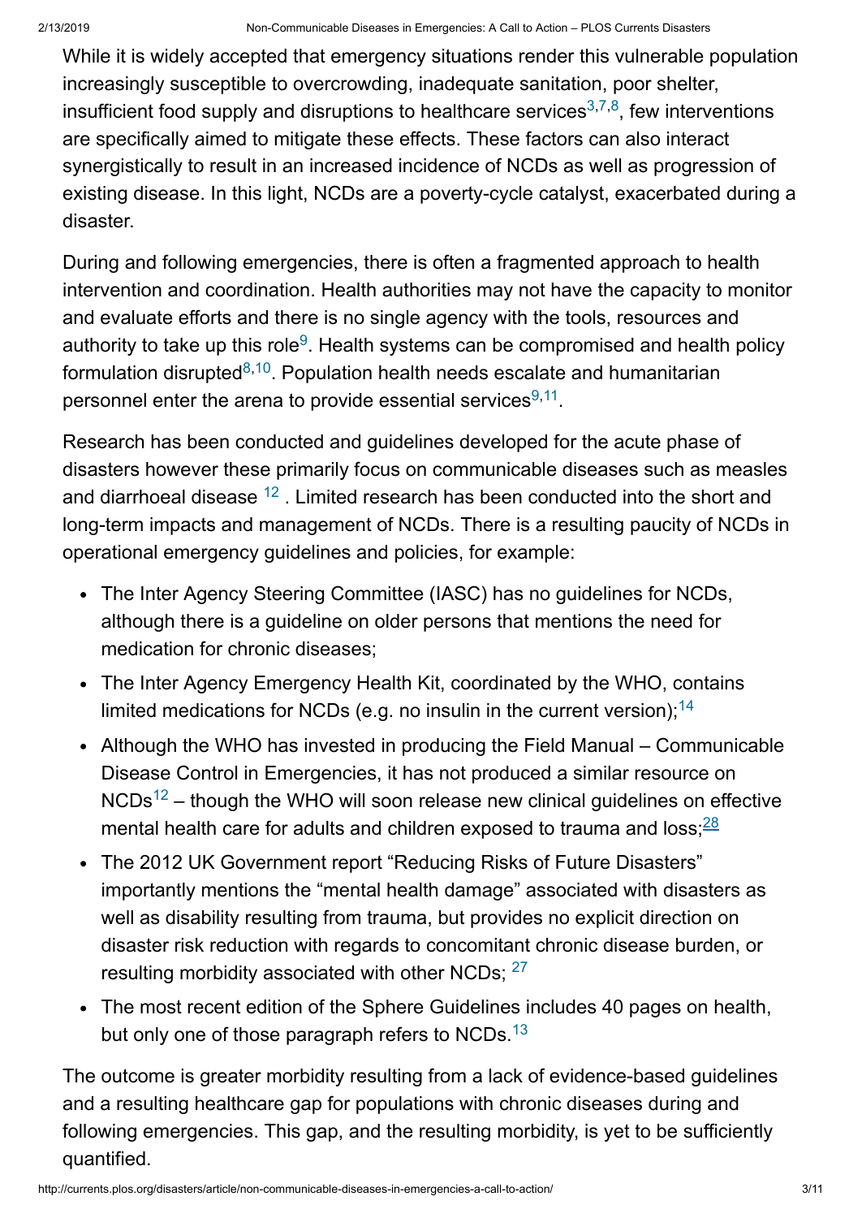While it is widely accepted that emergency situations render this vulnerable population increasingly susceptible to overcrowding, inadequate sanitation, poor shelter, insufficient food supply and disruptions to healthcare services[3,7,8], few interventions are specifically aimed to mitigate these effects. These factors can also interact synergistically to result in an increased incidence of NCDs as well as progression of existing disease. In this light, NCDs are a poverty-cycle catalyst, exacerbated during a disaster.

During and following emergencies, there is often a fragmented approach to health intervention and coordination. Health authorities may not have the capacity to monitor and evaluate efforts and there is no single agency with the tools, resources and authority to take up this role[9]. Health systems can be compromised and health policy formulation disrupted[8,10]. Population health needs escalate and humanitarian personnel enter the arena to provide essential services[9,11].

Research has been conducted and guidelines developed for the acute phase of disasters however these primarily focus on communicable diseases such as measles and diarrhoeal disease [12] . Limited research has been conducted into the short and long-term impacts and management of NCDs. There is a resulting paucity of NCDs in operational emergency guidelines and policies, for example:

- The Inter Agency Steering Committee (IASC) has no guidelines for NCDs, although there is a guideline on older persons that mentions the need for medication for chronic diseases;
- The Inter Agency Emergency Health Kit, coordinated by the WHO, contains limited medications for NCDs (e.g. no insulin in the current version);[14]
- Although the WHO has invested in producing the Field Manual – Communicable Disease Control in Emergencies, it has not produced a similar resource on NCDs[12] – though the WHO will soon release new clinical guidelines on effective mental health care for adults and children exposed to trauma and loss;[28]
- The 2012 UK Government report "Reducing Risks of Future Disasters" importantly mentions the "mental health damage" associated with disasters as well as disability resulting from trauma, but provides no explicit direction on disaster risk reduction with regards to concomitant chronic disease burden, or resulting morbidity associated with other NCDs; [27]
- The most recent edition of the Sphere Guidelines includes 40 pages on health, but only one of those paragraph refers to NCDs.[13]

The outcome is greater morbidity resulting from a lack of evidence-based guidelines and a resulting healthcare gap for populations with chronic diseases during and following emergencies. This gap, and the resulting morbidity, is yet to be sufficiently quantified.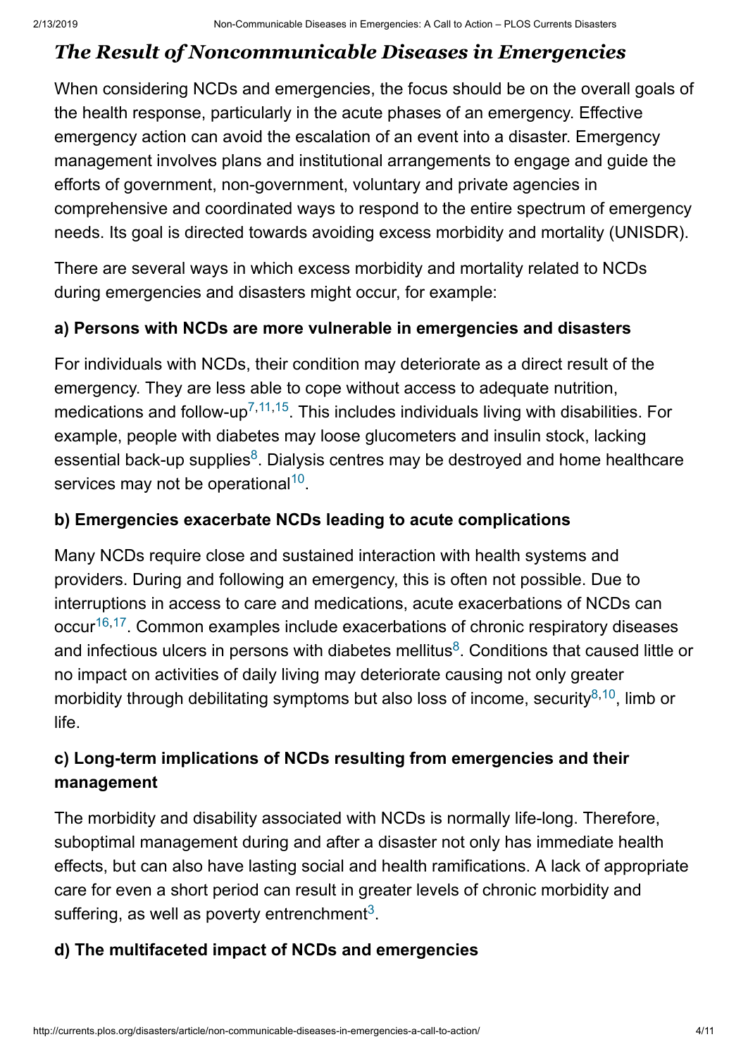## *The Result of Noncommunicable Diseases in Emergencies*

When considering NCDs and emergencies, the focus should be on the overall goals of the health response, particularly in the acute phases of an emergency. Effective emergency action can avoid the escalation of an event into a disaster. Emergency management involves plans and institutional arrangements to engage and guide the efforts of government, non-government, voluntary and private agencies in comprehensive and coordinated ways to respond to the entire spectrum of emergency needs. Its goal is directed towards avoiding excess morbidity and mortality (UNISDR).

There are several ways in which excess morbidity and mortality related to NCDs during emergencies and disasters might occur, for example:

### a) Persons with NCDs are more vulnerable in emergencies and disasters

For individuals with NCDs, their condition may deteriorate as a direct result of the emergency. They are less able to cope without access to adequate nutrition, medications and follow-up[7,11,15]. This includes individuals living with disabilities. For example, people with diabetes may loose glucometers and insulin stock, lacking essential back-up supplies[8]. Dialysis centres may be destroyed and home healthcare services may not be operational[10].

### b) Emergencies exacerbate NCDs leading to acute complications

Many NCDs require close and sustained interaction with health systems and providers. During and following an emergency, this is often not possible. Due to interruptions in access to care and medications, acute exacerbations of NCDs can occur[16,17]. Common examples include exacerbations of chronic respiratory diseases and infectious ulcers in persons with diabetes mellitus[8]. Conditions that caused little or no impact on activities of daily living may deteriorate causing not only greater morbidity through debilitating symptoms but also loss of income, security[8,10], limb or life.

### c) Long-term implications of NCDs resulting from emergencies and their management

The morbidity and disability associated with NCDs is normally life-long. Therefore, suboptimal management during and after a disaster not only has immediate health effects, but can also have lasting social and health ramifications. A lack of appropriate care for even a short period can result in greater levels of chronic morbidity and suffering, as well as poverty entrenchment[3].

### d) The multifaceted impact of NCDs and emergencies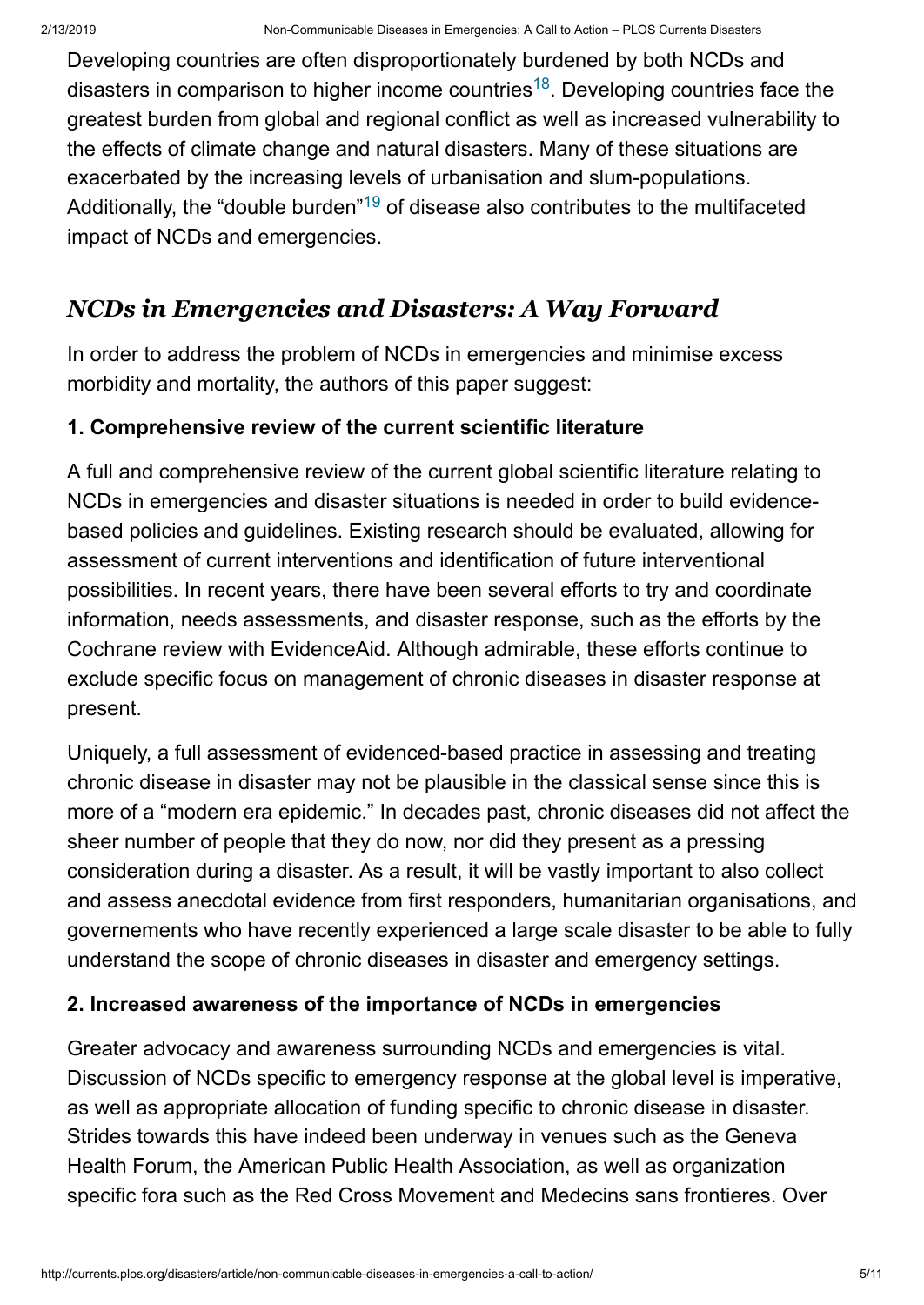Developing countries are often disproportionately burdened by both NCDs and disasters in comparison to higher income countries[18]. Developing countries face the greatest burden from global and regional conflict as well as increased vulnerability to the effects of climate change and natural disasters. Many of these situations are exacerbated by the increasing levels of urbanisation and slum-populations. Additionally, the "double burden"[19] of disease also contributes to the multifaceted impact of NCDs and emergencies.

## *NCDs in Emergencies and Disasters: A Way Forward*

In order to address the problem of NCDs in emergencies and minimise excess morbidity and mortality, the authors of this paper suggest:

### 1. Comprehensive review of the current scientific literature

A full and comprehensive review of the current global scientific literature relating to NCDs in emergencies and disaster situations is needed in order to build evidence-based policies and guidelines. Existing research should be evaluated, allowing for assessment of current interventions and identification of future interventional possibilities. In recent years, there have been several efforts to try and coordinate information, needs assessments, and disaster response, such as the efforts by the Cochrane review with EvidenceAid. Although admirable, these efforts continue to exclude specific focus on management of chronic diseases in disaster response at present.

Uniquely, a full assessment of evidenced-based practice in assessing and treating chronic disease in disaster may not be plausible in the classical sense since this is more of a "modern era epidemic." In decades past, chronic diseases did not affect the sheer number of people that they do now, nor did they present as a pressing consideration during a disaster. As a result, it will be vastly important to also collect and assess anecdotal evidence from first responders, humanitarian organisations, and governements who have recently experienced a large scale disaster to be able to fully understand the scope of chronic diseases in disaster and emergency settings.

### 2. Increased awareness of the importance of NCDs in emergencies

Greater advocacy and awareness surrounding NCDs and emergencies is vital. Discussion of NCDs specific to emergency response at the global level is imperative, as well as appropriate allocation of funding specific to chronic disease in disaster. Strides towards this have indeed been underway in venues such as the Geneva Health Forum, the American Public Health Association, as well as organization specific fora such as the Red Cross Movement and Medecins sans frontieres. Over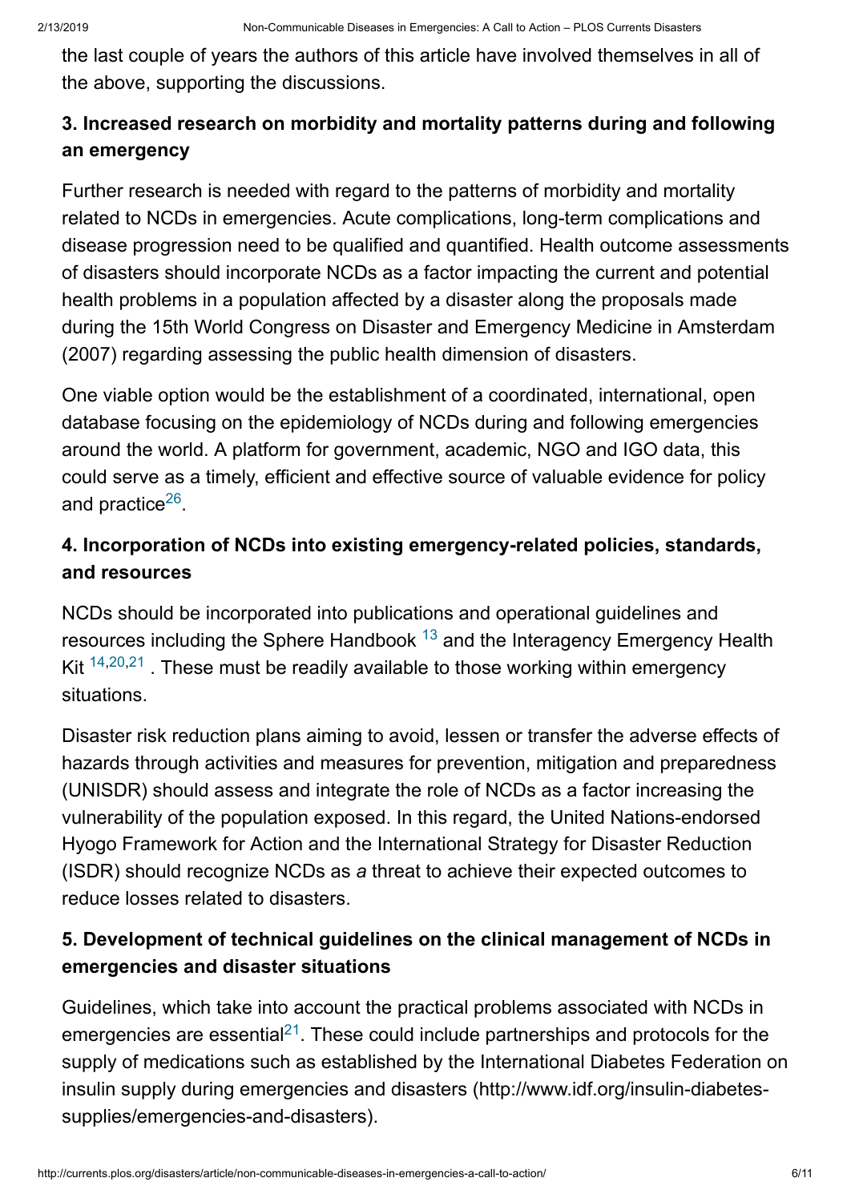the last couple of years the authors of this article have involved themselves in all of the above, supporting the discussions.

### 3. Increased research on morbidity and mortality patterns during and following an emergency

Further research is needed with regard to the patterns of morbidity and mortality related to NCDs in emergencies. Acute complications, long-term complications and disease progression need to be qualified and quantified. Health outcome assessments of disasters should incorporate NCDs as a factor impacting the current and potential health problems in a population affected by a disaster along the proposals made during the 15th World Congress on Disaster and Emergency Medicine in Amsterdam (2007) regarding assessing the public health dimension of disasters.

One viable option would be the establishment of a coordinated, international, open database focusing on the epidemiology of NCDs during and following emergencies around the world. A platform for government, academic, NGO and IGO data, this could serve as a timely, efficient and effective source of valuable evidence for policy and practice[26].

### 4. Incorporation of NCDs into existing emergency-related policies, standards, and resources

NCDs should be incorporated into publications and operational guidelines and resources including the Sphere Handbook [13] and the Interagency Emergency Health Kit [14,20,21] . These must be readily available to those working within emergency situations.

Disaster risk reduction plans aiming to avoid, lessen or transfer the adverse effects of hazards through activities and measures for prevention, mitigation and preparedness (UNISDR) should assess and integrate the role of NCDs as a factor increasing the vulnerability of the population exposed. In this regard, the United Nations-endorsed Hyogo Framework for Action and the International Strategy for Disaster Reduction (ISDR) should recognize NCDs as *a* threat to achieve their expected outcomes to reduce losses related to disasters.

### 5. Development of technical guidelines on the clinical management of NCDs in emergencies and disaster situations

Guidelines, which take into account the practical problems associated with NCDs in emergencies are essential[21]. These could include partnerships and protocols for the supply of medications such as established by the International Diabetes Federation on insulin supply during emergencies and disasters (http://www.idf.org/insulin-diabetes-supplies/emergencies-and-disasters).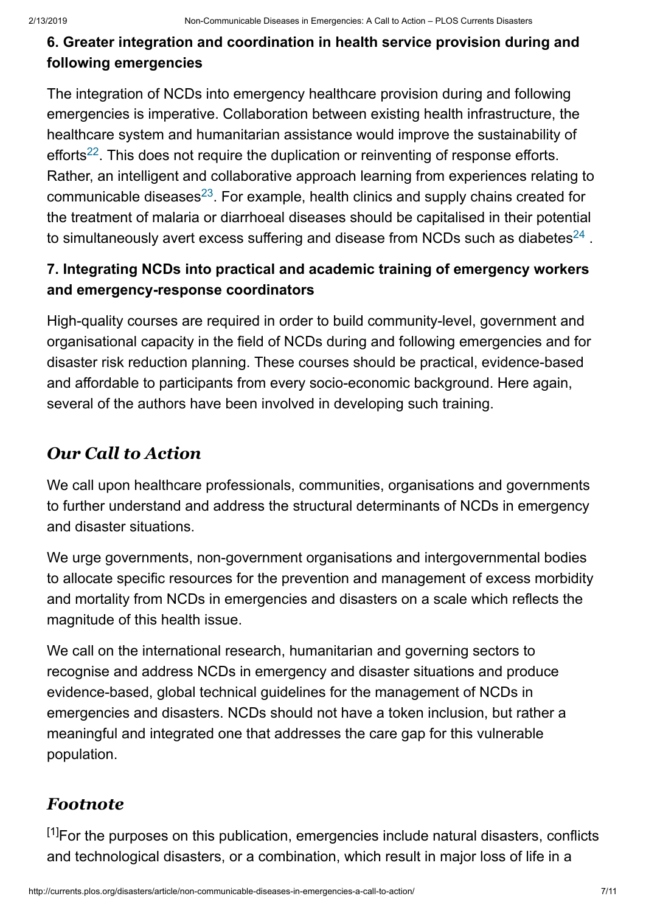**6. Greater integration and coordination in health service provision during and following emergencies**

The integration of NCDs into emergency healthcare provision during and following emergencies is imperative. Collaboration between existing health infrastructure, the healthcare system and humanitarian assistance would improve the sustainability of efforts[22]. This does not require the duplication or reinventing of response efforts. Rather, an intelligent and collaborative approach learning from experiences relating to communicable diseases[23]. For example, health clinics and supply chains created for the treatment of malaria or diarrhoeal diseases should be capitalised in their potential to simultaneously avert excess suffering and disease from NCDs such as diabetes[24] .

**7. Integrating NCDs into practical and academic training of emergency workers and emergency-response coordinators**

High-quality courses are required in order to build community-level, government and organisational capacity in the field of NCDs during and following emergencies and for disaster risk reduction planning. These courses should be practical, evidence-based and affordable to participants from every socio-economic background. Here again, several of the authors have been involved in developing such training.

## *Our Call to Action*

We call upon healthcare professionals, communities, organisations and governments to further understand and address the structural determinants of NCDs in emergency and disaster situations.

We urge governments, non-government organisations and intergovernmental bodies to allocate specific resources for the prevention and management of excess morbidity and mortality from NCDs in emergencies and disasters on a scale which reflects the magnitude of this health issue.

We call on the international research, humanitarian and governing sectors to recognise and address NCDs in emergency and disaster situations and produce evidence-based, global technical guidelines for the management of NCDs in emergencies and disasters. NCDs should not have a token inclusion, but rather a meaningful and integrated one that addresses the care gap for this vulnerable population.

## *Footnote*

[1]For the purposes on this publication, emergencies include natural disasters, conflicts and technological disasters, or a combination, which result in major loss of life in a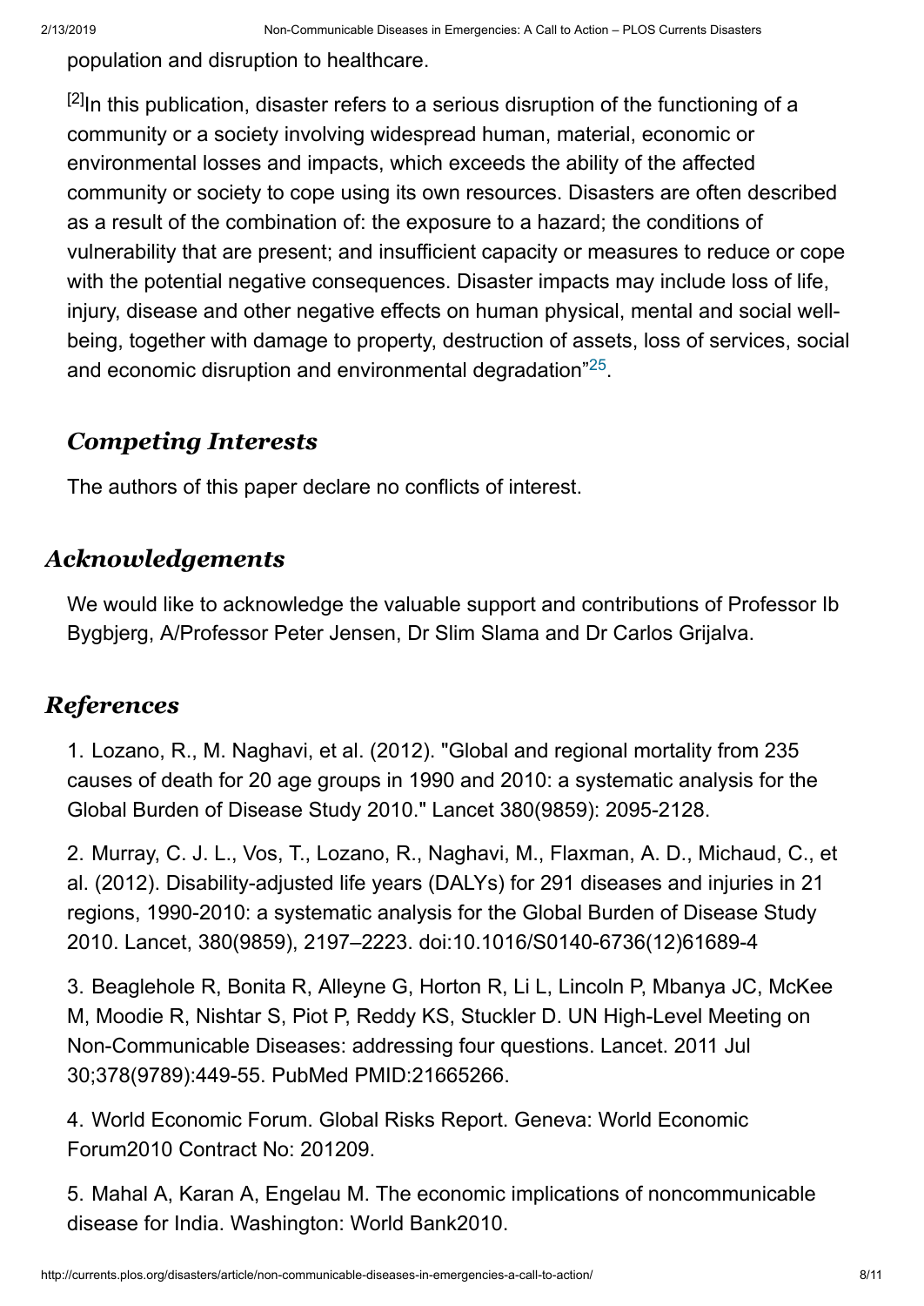population and disruption to healthcare.

[2]In this publication, disaster refers to a serious disruption of the functioning of a community or a society involving widespread human, material, economic or environmental losses and impacts, which exceeds the ability of the affected community or society to cope using its own resources. Disasters are often described as a result of the combination of: the exposure to a hazard; the conditions of vulnerability that are present; and insufficient capacity or measures to reduce or cope with the potential negative consequences. Disaster impacts may include loss of life, injury, disease and other negative effects on human physical, mental and social well-being, together with damage to property, destruction of assets, loss of services, social and economic disruption and environmental degradation"[25].

### *Competing Interests*

The authors of this paper declare no conflicts of interest.

## *Acknowledgements*

We would like to acknowledge the valuable support and contributions of Professor Ib Bygbjerg, A/Professor Peter Jensen, Dr Slim Slama and Dr Carlos Grijalva.

## *References*

1. Lozano, R., M. Naghavi, et al. (2012). "Global and regional mortality from 235 causes of death for 20 age groups in 1990 and 2010: a systematic analysis for the Global Burden of Disease Study 2010." Lancet 380(9859): 2095-2128.

2. Murray, C. J. L., Vos, T., Lozano, R., Naghavi, M., Flaxman, A. D., Michaud, C., et al. (2012). Disability-adjusted life years (DALYs) for 291 diseases and injuries in 21 regions, 1990-2010: a systematic analysis for the Global Burden of Disease Study 2010. Lancet, 380(9859), 2197–2223. doi:10.1016/S0140-6736(12)61689-4

3. Beaglehole R, Bonita R, Alleyne G, Horton R, Li L, Lincoln P, Mbanya JC, McKee M, Moodie R, Nishtar S, Piot P, Reddy KS, Stuckler D. UN High-Level Meeting on Non-Communicable Diseases: addressing four questions. Lancet. 2011 Jul 30;378(9789):449-55. PubMed PMID:21665266.

4. World Economic Forum. Global Risks Report. Geneva: World Economic Forum2010 Contract No: 201209.

5. Mahal A, Karan A, Engelau M. The economic implications of noncommunicable disease for India. Washington: World Bank2010.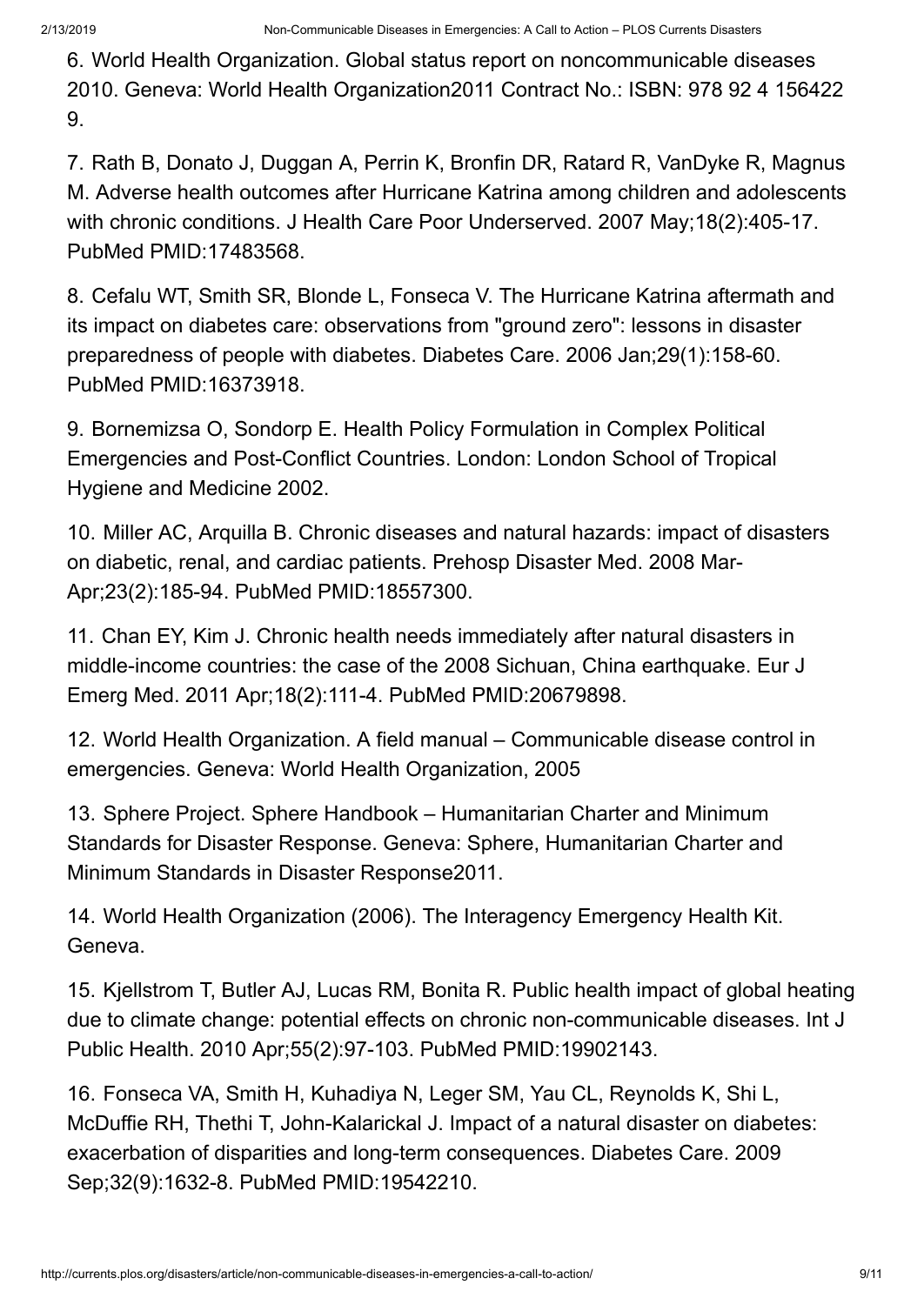6. World Health Organization. Global status report on noncommunicable diseases 2010. Geneva: World Health Organization2011 Contract No.: ISBN: 978 92 4 156422 9.

7. Rath B, Donato J, Duggan A, Perrin K, Bronfin DR, Ratard R, VanDyke R, Magnus M. Adverse health outcomes after Hurricane Katrina among children and adolescents with chronic conditions. J Health Care Poor Underserved. 2007 May;18(2):405-17. PubMed PMID:17483568.

8. Cefalu WT, Smith SR, Blonde L, Fonseca V. The Hurricane Katrina aftermath and its impact on diabetes care: observations from "ground zero": lessons in disaster preparedness of people with diabetes. Diabetes Care. 2006 Jan;29(1):158-60. PubMed PMID:16373918.

9. Bornemizsa O, Sondorp E. Health Policy Formulation in Complex Political Emergencies and Post-Conflict Countries. London: London School of Tropical Hygiene and Medicine 2002.

10. Miller AC, Arquilla B. Chronic diseases and natural hazards: impact of disasters on diabetic, renal, and cardiac patients. Prehosp Disaster Med. 2008 Mar-Apr;23(2):185-94. PubMed PMID:18557300.

11. Chan EY, Kim J. Chronic health needs immediately after natural disasters in middle-income countries: the case of the 2008 Sichuan, China earthquake. Eur J Emerg Med. 2011 Apr;18(2):111-4. PubMed PMID:20679898.

12. World Health Organization. A field manual – Communicable disease control in emergencies. Geneva: World Health Organization, 2005

13. Sphere Project. Sphere Handbook – Humanitarian Charter and Minimum Standards for Disaster Response. Geneva: Sphere, Humanitarian Charter and Minimum Standards in Disaster Response2011.

14. World Health Organization (2006). The Interagency Emergency Health Kit. Geneva.

15. Kjellstrom T, Butler AJ, Lucas RM, Bonita R. Public health impact of global heating due to climate change: potential effects on chronic non-communicable diseases. Int J Public Health. 2010 Apr;55(2):97-103. PubMed PMID:19902143.

16. Fonseca VA, Smith H, Kuhadiya N, Leger SM, Yau CL, Reynolds K, Shi L, McDuffie RH, Thethi T, John-Kalarickal J. Impact of a natural disaster on diabetes: exacerbation of disparities and long-term consequences. Diabetes Care. 2009 Sep;32(9):1632-8. PubMed PMID:19542210.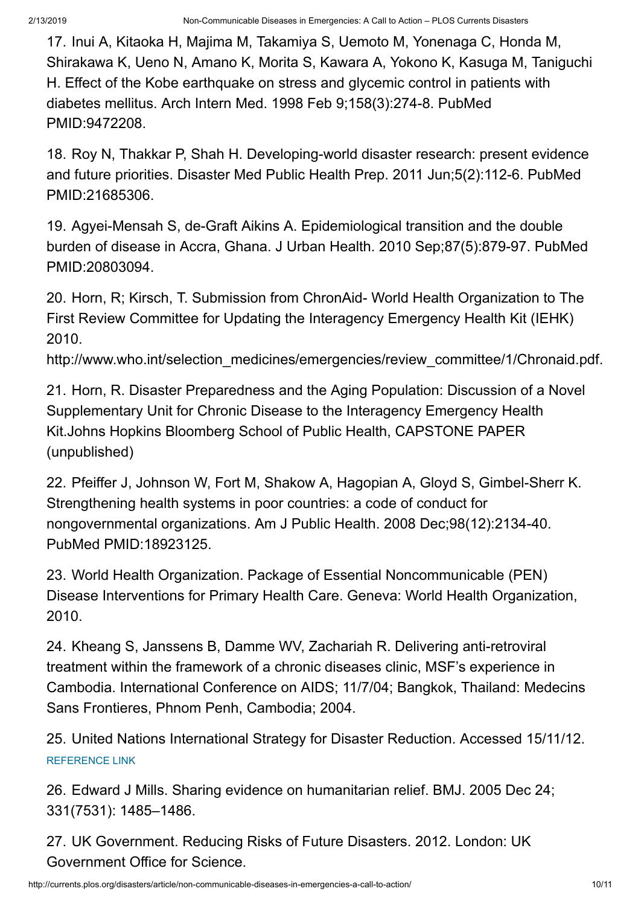17. Inui A, Kitaoka H, Majima M, Takamiya S, Uemoto M, Yonenaga C, Honda M, Shirakawa K, Ueno N, Amano K, Morita S, Kawara A, Yokono K, Kasuga M, Taniguchi H. Effect of the Kobe earthquake on stress and glycemic control in patients with diabetes mellitus. Arch Intern Med. 1998 Feb 9;158(3):274-8. PubMed PMID:9472208.

18. Roy N, Thakkar P, Shah H. Developing-world disaster research: present evidence and future priorities. Disaster Med Public Health Prep. 2011 Jun;5(2):112-6. PubMed PMID:21685306.

19. Agyei-Mensah S, de-Graft Aikins A. Epidemiological transition and the double burden of disease in Accra, Ghana. J Urban Health. 2010 Sep;87(5):879-97. PubMed PMID:20803094.

20. Horn, R; Kirsch, T. Submission from ChronAid- World Health Organization to The First Review Committee for Updating the Interagency Emergency Health Kit (IEHK) 2010.
http://www.who.int/selection_medicines/emergencies/review_committee/1/Chronaid.pdf.

21. Horn, R. Disaster Preparedness and the Aging Population: Discussion of a Novel Supplementary Unit for Chronic Disease to the Interagency Emergency Health Kit.Johns Hopkins Bloomberg School of Public Health, CAPSTONE PAPER (unpublished)

22. Pfeiffer J, Johnson W, Fort M, Shakow A, Hagopian A, Gloyd S, Gimbel-Sherr K. Strengthening health systems in poor countries: a code of conduct for nongovernmental organizations. Am J Public Health. 2008 Dec;98(12):2134-40. PubMed PMID:18923125.

23. World Health Organization. Package of Essential Noncommunicable (PEN) Disease Interventions for Primary Health Care. Geneva: World Health Organization, 2010.

24. Kheang S, Janssens B, Damme WV, Zachariah R. Delivering anti-retroviral treatment within the framework of a chronic diseases clinic, MSF's experience in Cambodia. International Conference on AIDS; 11/7/04; Bangkok, Thailand: Medecins Sans Frontieres, Phnom Penh, Cambodia; 2004.

25. United Nations International Strategy for Disaster Reduction. Accessed 15/11/12.
REFERENCE LINK

26. Edward J Mills. Sharing evidence on humanitarian relief. BMJ. 2005 Dec 24; 331(7531): 1485–1486.

27. UK Government. Reducing Risks of Future Disasters. 2012. London: UK Government Office for Science.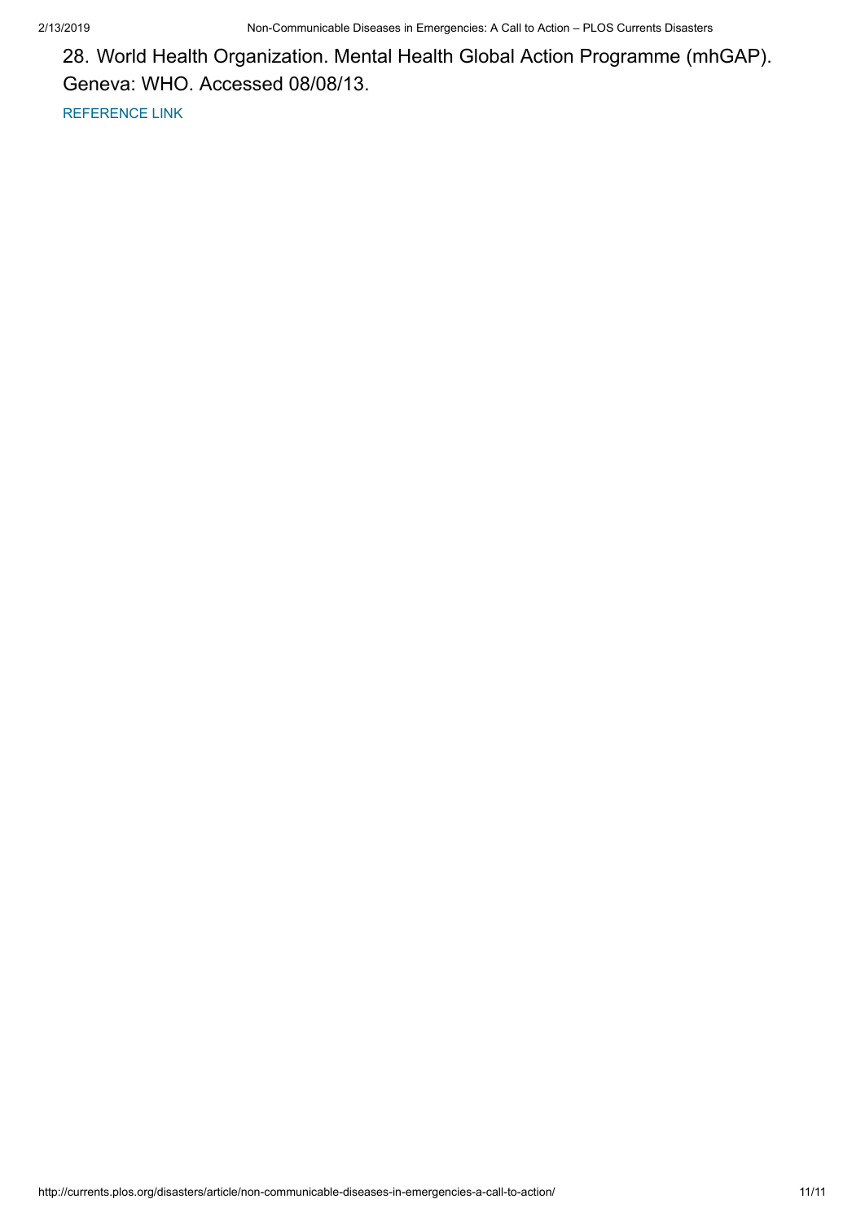28. World Health Organization. Mental Health Global Action Programme (mhGAP). Geneva: WHO. Accessed 08/08/13.

REFERENCE LINK